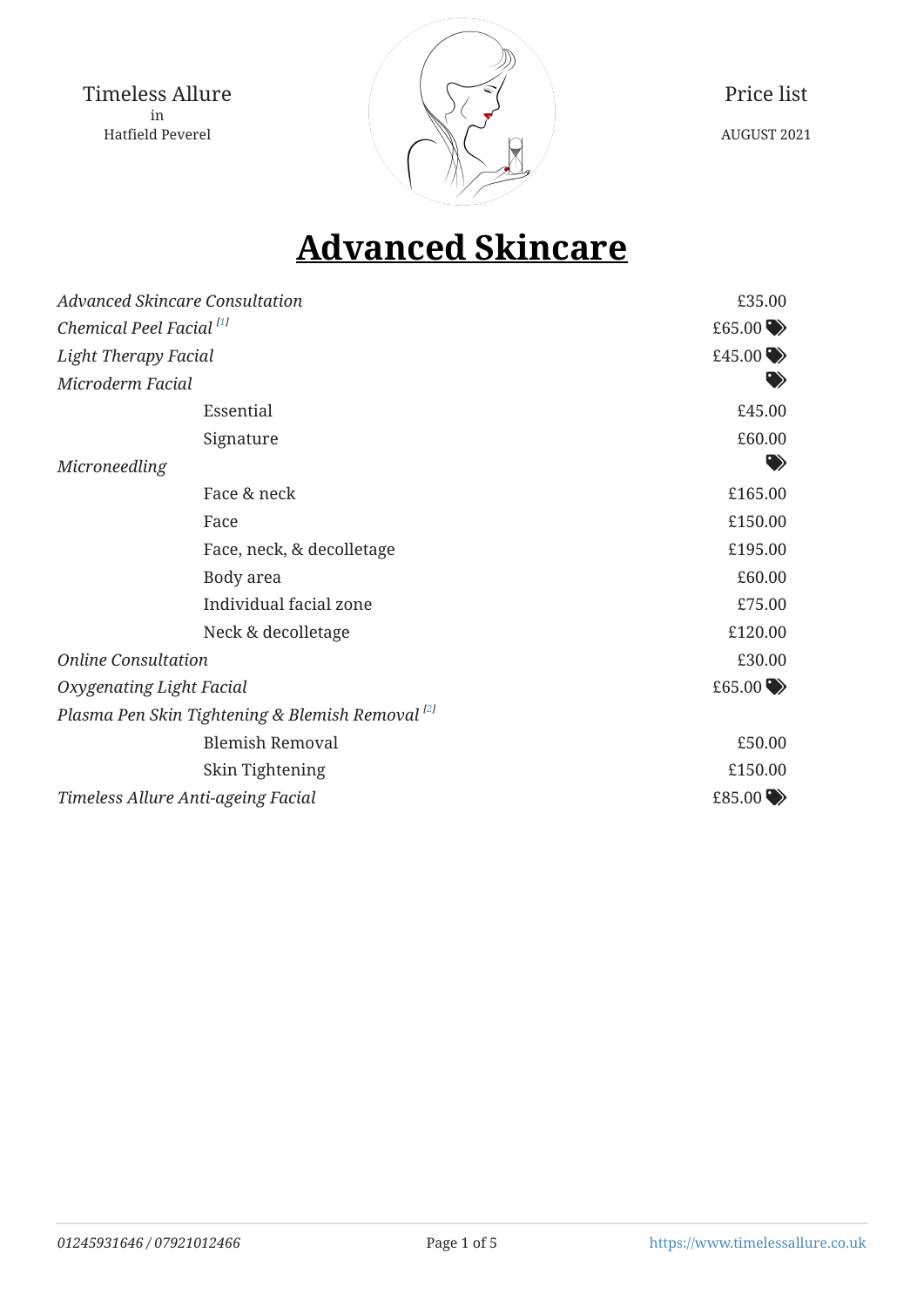Timeless Allure
in
Hatfield Peverel

Price list

AUGUST 2021

# Advanced Skincare

| Treatment | | Price |
|---|---|---|
| *Advanced Skincare Consultation* | | £35.00 |
| *Chemical Peel Facial* [1] | | £65.00 |
| *Light Therapy Facial* | | £45.00 |
| *Microderm Facial* | | |
| | Essential | £45.00 |
| | Signature | £60.00 |
| *Microneedling* | | |
| | Face & neck | £165.00 |
| | Face | £150.00 |
| | Face, neck, & decolletage | £195.00 |
| | Body area | £60.00 |
| | Individual facial zone | £75.00 |
| | Neck & decolletage | £120.00 |
| *Online Consultation* | | £30.00 |
| *Oxygenating Light Facial* | | £65.00 |
| *Plasma Pen Skin Tightening & Blemish Removal* [2] | | |
| | Blemish Removal | £50.00 |
| | Skin Tightening | £150.00 |
| *Timeless Allure Anti-ageing Facial* | | £85.00 |

*01245931646 / 07921012466*

https://www.timelessallure.co.uk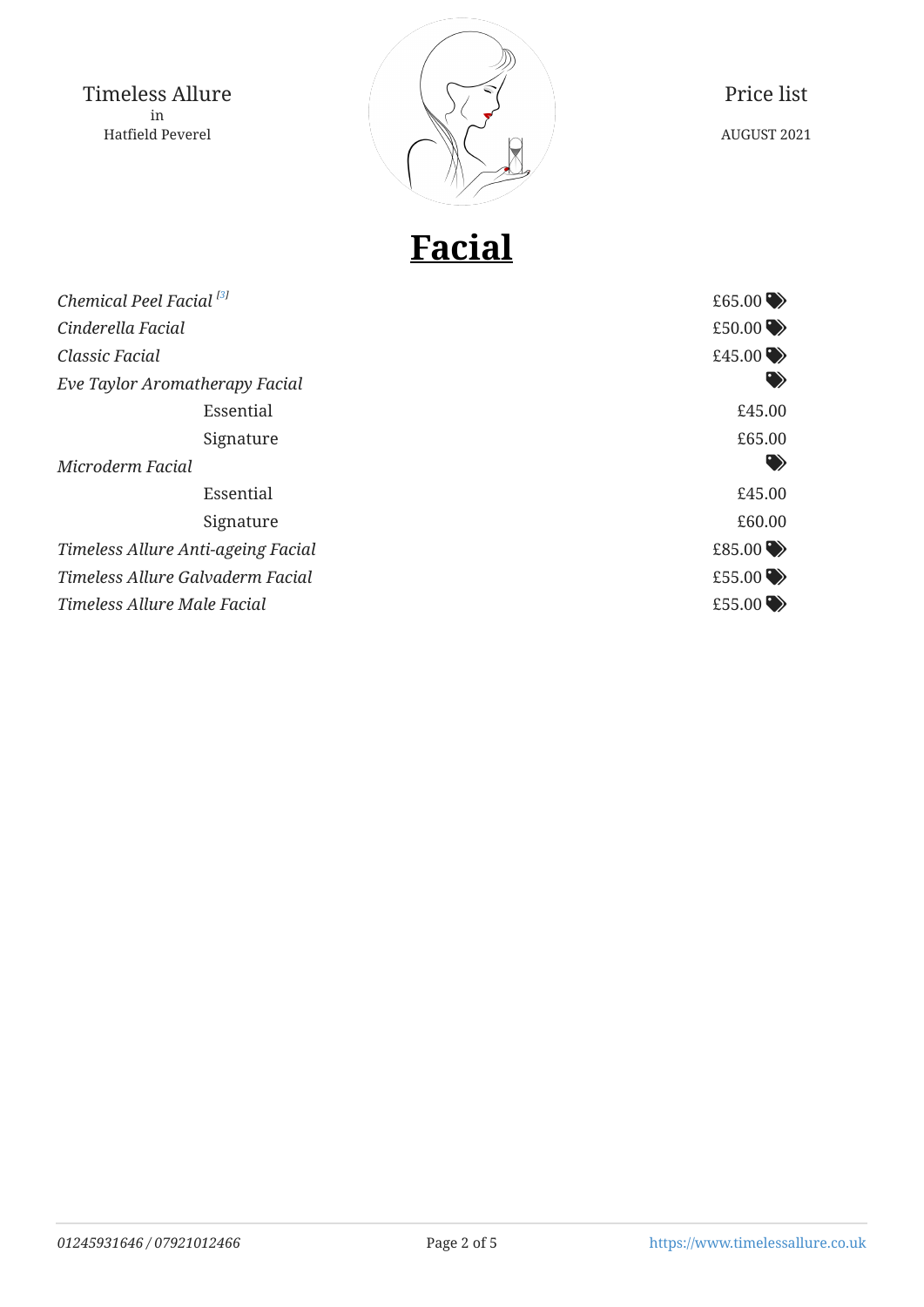Timeless Allure
in
Hatfield Peverel

Price list

AUGUST 2021

# Facial

| | |
|---|---|
| *Chemical Peel Facial* [3] | £65.00 |
| *Cinderella Facial* | £50.00 |
| *Classic Facial* | £45.00 |
| *Eve Taylor Aromatherapy Facial* | |
| Essential | £45.00 |
| Signature | £65.00 |
| *Microderm Facial* | |
| Essential | £45.00 |
| Signature | £60.00 |
| *Timeless Allure Anti-ageing Facial* | £85.00 |
| *Timeless Allure Galvaderm Facial* | £55.00 |
| *Timeless Allure Male Facial* | £55.00 |

*01245931646 / 07921012466*

https://www.timelessallure.co.uk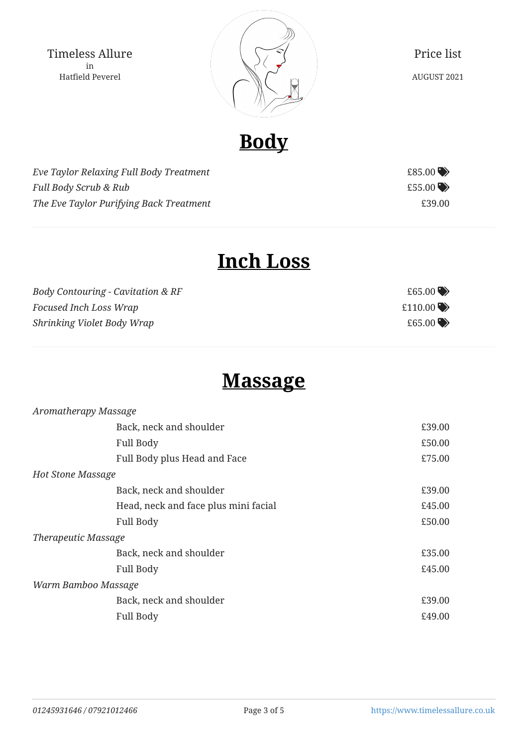Timeless Allure
in
Hatfield Peverel

Price list

AUGUST 2021

# Body

| | |
|---|---|
| *Eve Taylor Relaxing Full Body Treatment* | £85.00 |
| *Full Body Scrub & Rub* | £55.00 |
| *The Eve Taylor Purifying Back Treatment* | £39.00 |

# Inch Loss

| | |
|---|---|
| *Body Contouring - Cavitation & RF* | £65.00 |
| *Focused Inch Loss Wrap* | £110.00 |
| *Shrinking Violet Body Wrap* | £65.00 |

# Massage

| | |
|---|---|
| *Aromatherapy Massage* | |
| Back, neck and shoulder | £39.00 |
| Full Body | £50.00 |
| Full Body plus Head and Face | £75.00 |
| *Hot Stone Massage* | |
| Back, neck and shoulder | £39.00 |
| Head, neck and face plus mini facial | £45.00 |
| Full Body | £50.00 |
| *Therapeutic Massage* | |
| Back, neck and shoulder | £35.00 |
| Full Body | £45.00 |
| *Warm Bamboo Massage* | |
| Back, neck and shoulder | £39.00 |
| Full Body | £49.00 |

*01245931646 / 07921012466*

https://www.timelessallure.co.uk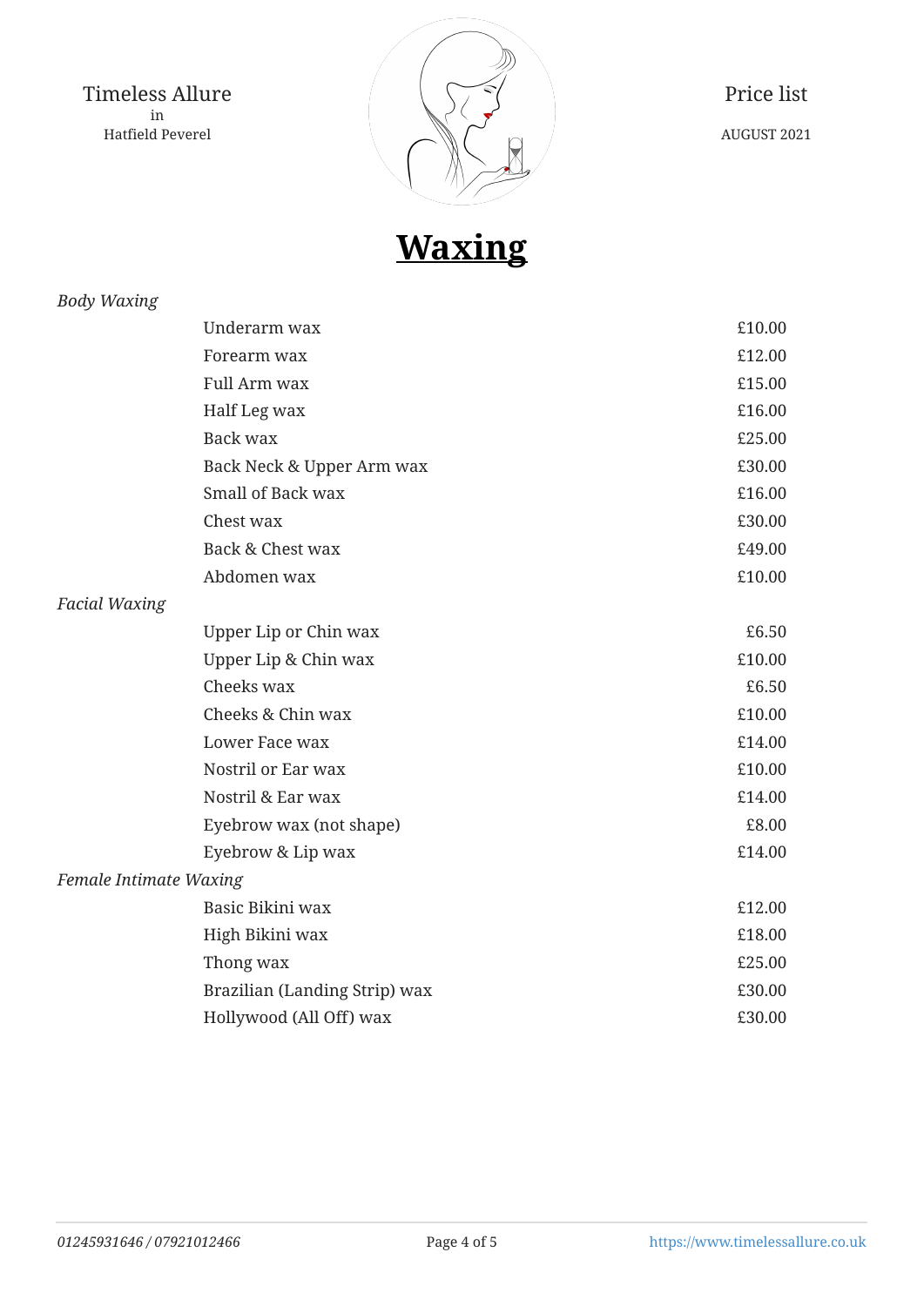Timeless Allure
in
Hatfield Peverel

Price list

AUGUST 2021

# Waxing

*Body Waxing*

| | |
|---|---|
| Underarm wax | £10.00 |
| Forearm wax | £12.00 |
| Full Arm wax | £15.00 |
| Half Leg wax | £16.00 |
| Back wax | £25.00 |
| Back Neck & Upper Arm wax | £30.00 |
| Small of Back wax | £16.00 |
| Chest wax | £30.00 |
| Back & Chest wax | £49.00 |
| Abdomen wax | £10.00 |

*Facial Waxing*

| | |
|---|---|
| Upper Lip or Chin wax | £6.50 |
| Upper Lip & Chin wax | £10.00 |
| Cheeks wax | £6.50 |
| Cheeks & Chin wax | £10.00 |
| Lower Face wax | £14.00 |
| Nostril or Ear wax | £10.00 |
| Nostril & Ear wax | £14.00 |
| Eyebrow wax (not shape) | £8.00 |
| Eyebrow & Lip wax | £14.00 |

*Female Intimate Waxing*

| | |
|---|---|
| Basic Bikini wax | £12.00 |
| High Bikini wax | £18.00 |
| Thong wax | £25.00 |
| Brazilian (Landing Strip) wax | £30.00 |
| Hollywood (All Off) wax | £30.00 |

*01245931646 / 07921012466* https://www.timelessallure.co.uk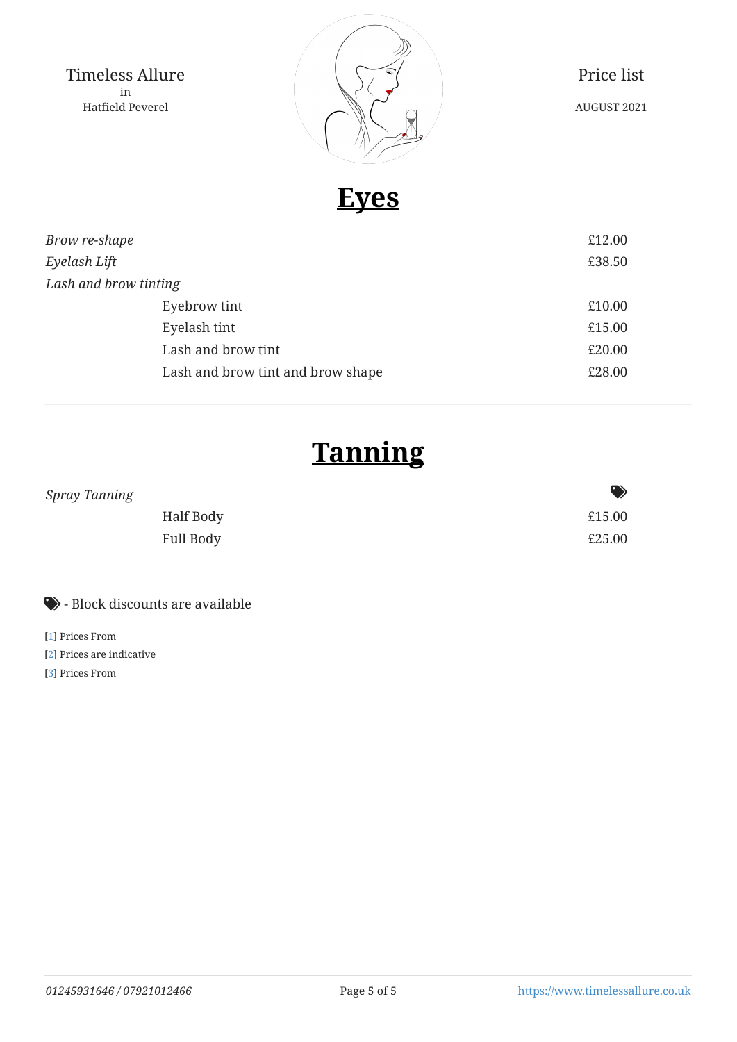Timeless Allure
in
Hatfield Peverel

Price list

AUGUST 2021

# Eyes

| | | |
|---|---|---|
| *Brow re-shape* | | £12.00 |
| *Eyelash Lift* | | £38.50 |
| *Lash and brow tinting* | | |
| | Eyebrow tint | £10.00 |
| | Eyelash tint | £15.00 |
| | Lash and brow tint | £20.00 |
| | Lash and brow tint and brow shape | £28.00 |

# Tanning

| | | |
|---|---|---|
| *Spray Tanning* | | 🏷 |
| | Half Body | £15.00 |
| | Full Body | £25.00 |

🏷 - Block discounts are available

[1] Prices From
[2] Prices are indicative
[3] Prices From

01245931646 / 07921012466

https://www.timelessallure.co.uk